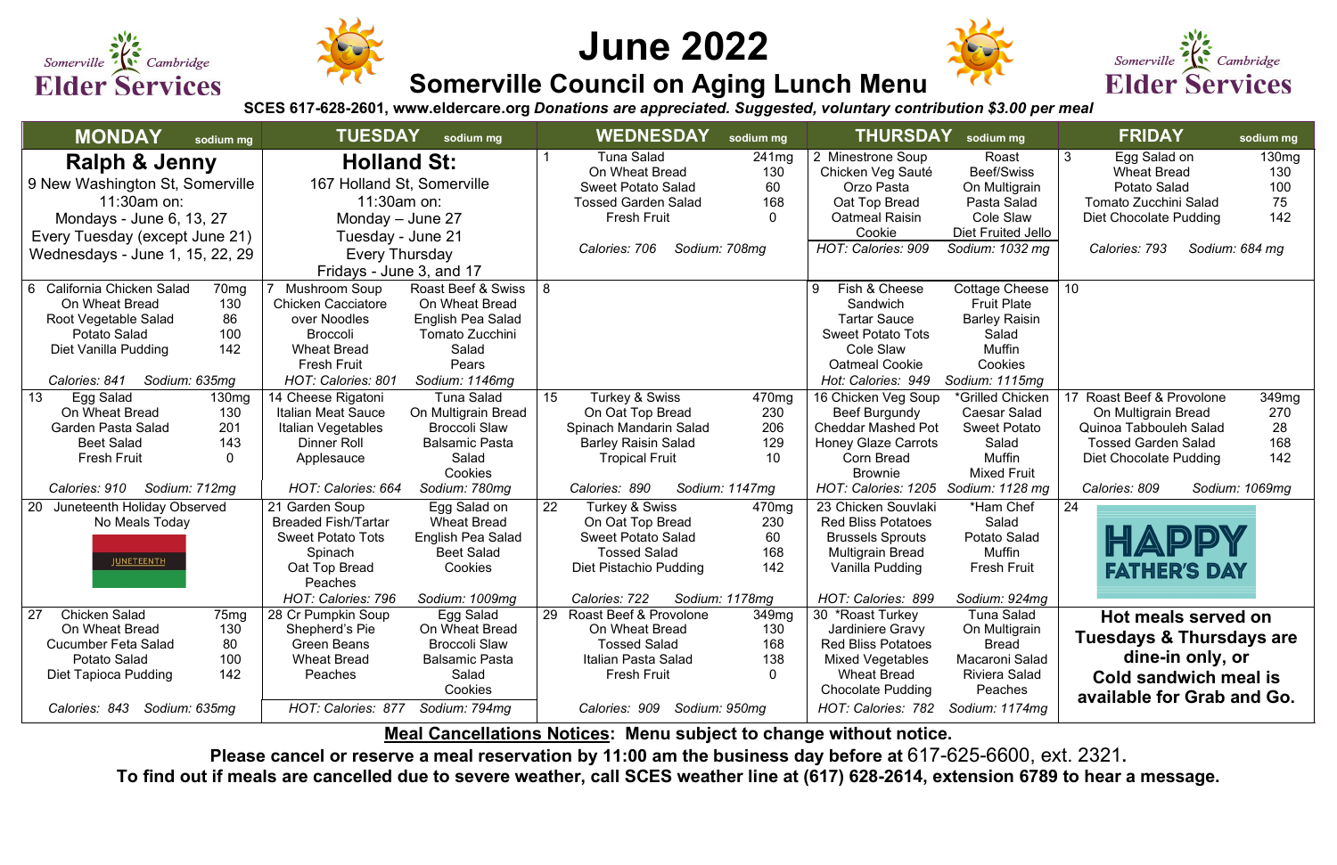# June 2022

## Somerville Council on Aging Lunch Menu

**SCES 617-628-2601, www.eldercare.org** ***Donations are appreciated. Suggested, voluntary contribution $3.00 per meal***

| MONDAY (sodium mg) | TUESDAY (sodium mg) | WEDNESDAY (sodium mg) | THURSDAY (sodium mg) | FRIDAY (sodium mg) |
|---|---|---|---|---|
| **Ralph & Jenny**<br>9 New Washington St, Somerville<br>11:30am on:<br>Mondays - June 6, 13, 27<br>Every Tuesday (except June 21)<br>Wednesdays - June 1, 15, 22, 29 | **Holland St:**<br>167 Holland St, Somerville<br>11:30am on:<br>Monday – June 27<br>Tuesday - June 21<br>Every Thursday<br>Fridays - June 3, and 17 | 1<br>Tuna Salad 241mg<br>On Wheat Bread 130<br>Sweet Potato Salad 60<br>Tossed Garden Salad 168<br>Fresh Fruit 0<br>*Calories: 706 Sodium: 708mg* | 2 Minestrone Soup / Chicken Veg Sauté / Orzo Pasta / Oat Top Bread / Oatmeal Raisin Cookie<br>Roast Beef/Swiss / On Multigrain / Pasta Salad / Cole Slaw / Diet Fruited Jello<br>*HOT: Calories: 909 Sodium: 1032 mg* | 3<br>Egg Salad on 130mg<br>Wheat Bread 130<br>Potato Salad 100<br>Tomato Zucchini Salad 75<br>Diet Chocolate Pudding 142<br>*Calories: 793 Sodium: 684 mg* |
| 6<br>California Chicken Salad 70mg<br>On Wheat Bread 130<br>Root Vegetable Salad 86<br>Potato Salad 100<br>Diet Vanilla Pudding 142<br>*Calories: 841 Sodium: 635mg* | 7 Mushroom Soup / Chicken Cacciatore over Noodles / Broccoli / Wheat Bread / Fresh Fruit<br>Roast Beef & Swiss / On Wheat Bread / English Pea Salad / Tomato Zucchini Salad / Pears<br>*HOT: Calories: 801 Sodium: 1146mg* | 8 | 9 Fish & Cheese Sandwich / Tartar Sauce / Sweet Potato Tots / Cole Slaw / Oatmeal Cookie<br>Cottage Cheese Fruit Plate / Barley Raisin Salad / Muffin / Cookies<br>*Hot: Calories: 949 Sodium: 1115mg* | 10 |
| 13<br>Egg Salad 130mg<br>On Wheat Bread 130<br>Garden Pasta Salad 201<br>Beet Salad 143<br>Fresh Fruit 0<br>*Calories: 910 Sodium: 712mg* | 14 Cheese Rigatoni / Italian Meat Sauce / Italian Vegetables / Dinner Roll / Applesauce<br>Tuna Salad / On Multigrain Bread / Broccoli Slaw / Balsamic Pasta Salad / Cookies<br>*HOT: Calories: 664 Sodium: 780mg* | 15<br>Turkey & Swiss 470mg<br>On Oat Top Bread 230<br>Spinach Mandarin Salad 206<br>Barley Raisin Salad 129<br>Tropical Fruit 10<br>*Calories: 890 Sodium: 1147mg* | 16 Chicken Veg Soup / Beef Burgundy / Cheddar Mashed Pot / Honey Glaze Carrots / Corn Bread / Brownie<br>*Grilled Chicken Caesar Salad / Sweet Potato Salad / Muffin / Mixed Fruit<br>*HOT: Calories: 1205 Sodium: 1128 mg* | 17 Roast Beef & Provolone 349mg<br>On Multigrain Bread 270<br>Quinoa Tabbouleh Salad 28<br>Tossed Garden Salad 168<br>Diet Chocolate Pudding 142<br>*Calories: 809 Sodium: 1069mg* |
| 20 Juneteenth Holiday Observed<br>No Meals Today<br>JUNETEENTH | 21 Garden Soup / Breaded Fish/Tartar / Sweet Potato Tots / Spinach / Oat Top Bread / Peaches<br>Egg Salad on Wheat Bread / English Pea Salad / Beet Salad / Cookies<br>*HOT: Calories: 796 Sodium: 1009mg* | 22<br>Turkey & Swiss 470mg<br>On Oat Top Bread 230<br>Sweet Potato Salad 60<br>Tossed Salad 168<br>Diet Pistachio Pudding 142<br>*Calories: 722 Sodium: 1178mg* | 23 Chicken Souvlaki / Red Bliss Potatoes / Brussels Sprouts / Multigrain Bread / Vanilla Pudding<br>*Ham Chef Salad / Potato Salad / Muffin / Fresh Fruit<br>*HOT: Calories: 899 Sodium: 924mg* | 24<br>HAPPY FATHER'S DAY |
| 27<br>Chicken Salad 75mg<br>On Wheat Bread 130<br>Cucumber Feta Salad 80<br>Potato Salad 100<br>Diet Tapioca Pudding 142<br>*Calories: 843 Sodium: 635mg* | 28 Cr Pumpkin Soup / Shepherd's Pie / Green Beans / Wheat Bread / Peaches<br>Egg Salad / On Wheat Bread / Broccoli Slaw / Balsamic Pasta Salad / Cookies<br>*HOT: Calories: 877 Sodium: 794mg* | 29<br>Roast Beef & Provolone 349mg<br>On Wheat Bread 130<br>Tossed Salad 168<br>Italian Pasta Salad 138<br>Fresh Fruit 0<br>*Calories: 909 Sodium: 950mg* | 30 *Roast Turkey / Jardiniere Gravy / Red Bliss Potatoes / Mixed Vegetables / Wheat Bread / Chocolate Pudding<br>Tuna Salad / On Multigrain Bread / Macaroni Salad / Riviera Salad / Peaches<br>*HOT: Calories: 782 Sodium: 1174mg* | **Hot meals served on Tuesdays & Thursdays are dine-in only, or Cold sandwich meal is available for Grab and Go.** |

**Meal Cancellations Notices: Menu subject to change without notice.**

**Please cancel or reserve a meal reservation by 11:00 am the business day before at** 617-625-6600, ext. 2321.

**To find out if meals are cancelled due to severe weather, call SCES weather line at (617) 628-2614, extension 6789 to hear a message.**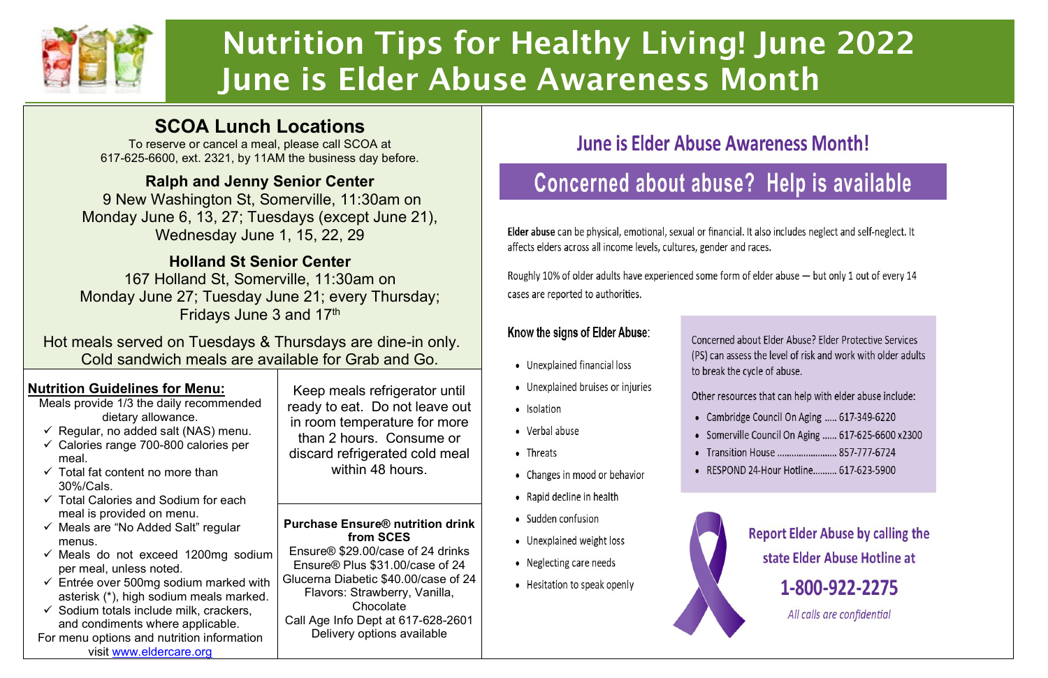# Nutrition Tips for Healthy Living! June 2022
# June is Elder Abuse Awareness Month

## SCOA Lunch Locations

To reserve or cancel a meal, please call SCOA at 617-625-6600, ext. 2321, by 11AM the business day before.

### Ralph and Jenny Senior Center

9 New Washington St, Somerville, 11:30am on Monday June 6, 13, 27; Tuesdays (except June 21), Wednesday June 1, 15, 22, 29

### Holland St Senior Center

167 Holland St, Somerville, 11:30am on Monday June 27; Tuesday June 21; every Thursday; Fridays June 3 and 17th

Hot meals served on Tuesdays & Thursdays are dine-in only. Cold sandwich meals are available for Grab and Go.

### Nutrition Guidelines for Menu:

Meals provide 1/3 the daily recommended dietary allowance.

- ✓ Regular, no added salt (NAS) menu.
- ✓ Calories range 700-800 calories per meal.
- ✓ Total fat content no more than 30%/Cals.
- ✓ Total Calories and Sodium for each meal is provided on menu.
- ✓ Meals are "No Added Salt" regular menus.
- ✓ Meals do not exceed 1200mg sodium per meal, unless noted.
- ✓ Entrée over 500mg sodium marked with asterisk (*), high sodium meals marked.
- ✓ Sodium totals include milk, crackers, and condiments where applicable.

For menu options and nutrition information visit [www.eldercare.org](http://www.eldercare.org)

Keep meals refrigerator until ready to eat. Do not leave out in room temperature for more than 2 hours. Consume or discard refrigerated cold meal within 48 hours.

**Purchase Ensure® nutrition drink from SCES**

Ensure® $29.00/case of 24 drinks
Ensure® Plus $31.00/case of 24
Glucerna Diabetic $40.00/case of 24
Flavors: Strawberry, Vanilla, Chocolate
Call Age Info Dept at 617-628-2601
Delivery options available

## June is Elder Abuse Awareness Month!

## Concerned about abuse? Help is available

**Elder abuse** can be physical, emotional, sexual or financial. It also includes neglect and self-neglect. It affects elders across all income levels, cultures, gender and races.

Roughly 10% of older adults have experienced some form of elder abuse — but only 1 out of every 14 cases are reported to authorities.

### Know the signs of Elder Abuse:

- Unexplained financial loss
- Unexplained bruises or injuries
- Isolation
- Verbal abuse
- Threats
- Changes in mood or behavior
- Rapid decline in health
- Sudden confusion
- Unexplained weight loss
- Neglecting care needs
- Hesitation to speak openly

Concerned about Elder Abuse? Elder Protective Services (PS) can assess the level of risk and work with older adults to break the cycle of abuse.

Other resources that can help with elder abuse include:

- Cambridge Council On Aging ..... 617-349-6220
- Somerville Council On Aging ...... 617-625-6600 x2300
- Transition House ......................... 857-777-6724
- RESPOND 24-Hour Hotline.......... 617-623-5900

**Report Elder Abuse by calling the state Elder Abuse Hotline at**

**1-800-922-2275**

*All calls are confidential*